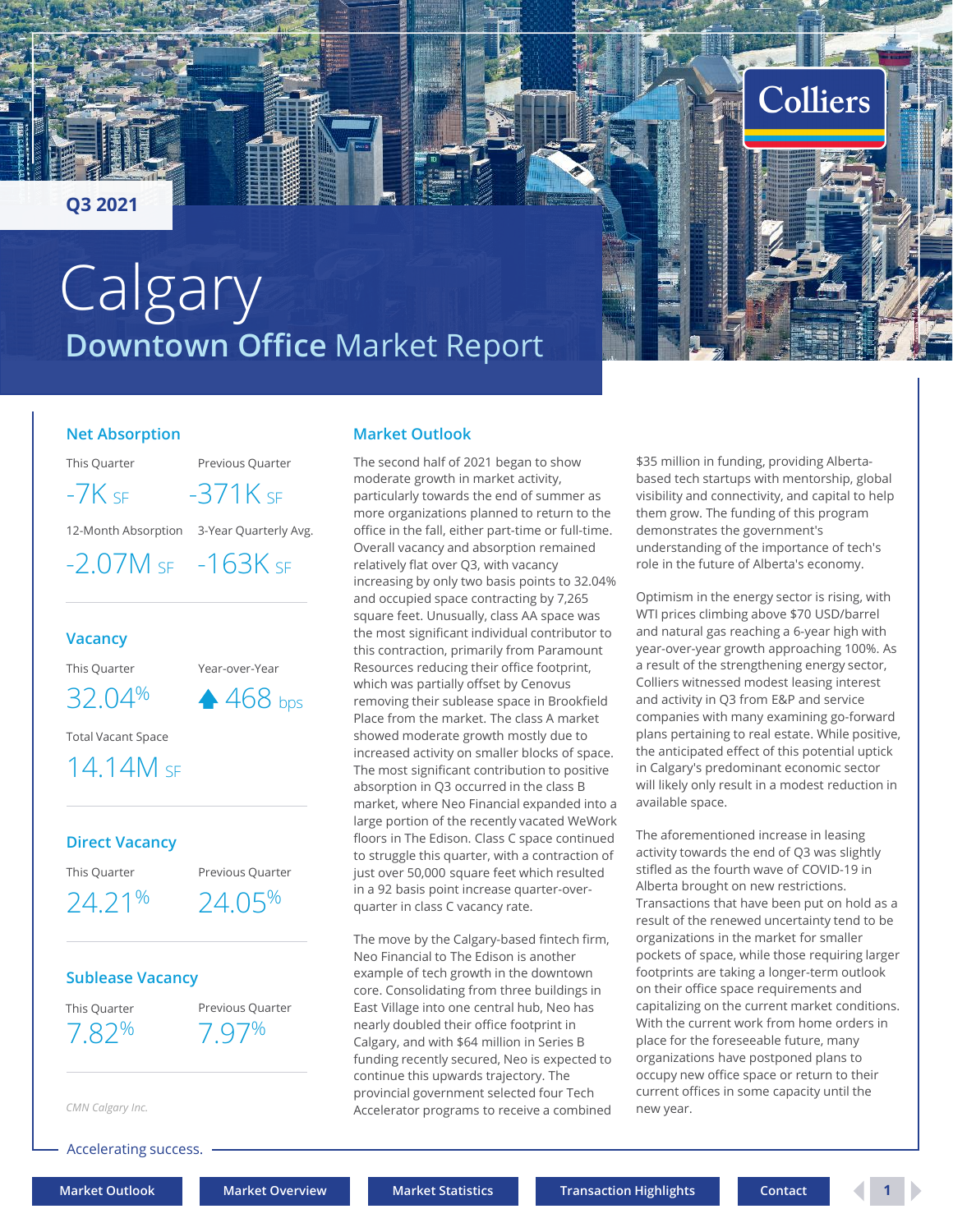Q3 2021

# Calgary

## Downtown Office Market Report

### Net Absorption

| This Quarter | Previous Quarter |
|---|---|
| -7K SF | -371K SF |

| 12-Month Absorption | 3-Year Quarterly Avg. |
|---|---|
| -2.07M SF | -163K SF |

### Vacancy

| This Quarter | Year-over-Year |
|---|---|
| 32.04% | ▲ 468 bps |

Total Vacant Space

14.14M SF

### Direct Vacancy

| This Quarter | Previous Quarter |
|---|---|
| 24.21% | 24.05% |

### Sublease Vacancy

| This Quarter | Previous Quarter |
|---|---|
| 7.82% | 7.97% |

*CMN Calgary Inc.*

### Market Outlook

The second half of 2021 began to show moderate growth in market activity, particularly towards the end of summer as more organizations planned to return to the office in the fall, either part-time or full-time. Overall vacancy and absorption remained relatively flat over Q3, with vacancy increasing by only two basis points to 32.04% and occupied space contracting by 7,265 square feet. Unusually, class AA space was the most significant individual contributor to this contraction, primarily from Paramount Resources reducing their office footprint, which was partially offset by Cenovus removing their sublease space in Brookfield Place from the market. The class A market showed moderate growth mostly due to increased activity on smaller blocks of space. The most significant contribution to positive absorption in Q3 occurred in the class B market, where Neo Financial expanded into a large portion of the recently vacated WeWork floors in The Edison. Class C space continued to struggle this quarter, with a contraction of just over 50,000 square feet which resulted in a 92 basis point increase quarter-over-quarter in class C vacancy rate.

The move by the Calgary-based fintech firm, Neo Financial to The Edison is another example of tech growth in the downtown core. Consolidating from three buildings in East Village into one central hub, Neo has nearly doubled their office footprint in Calgary, and with $64 million in Series B funding recently secured, Neo is expected to continue this upwards trajectory. The provincial government selected four Tech Accelerator programs to receive a combined $35 million in funding, providing Alberta-based tech startups with mentorship, global visibility and connectivity, and capital to help them grow. The funding of this program demonstrates the government's understanding of the importance of tech's role in the future of Alberta's economy.

Optimism in the energy sector is rising, with WTI prices climbing above $70 USD/barrel and natural gas reaching a 6-year high with year-over-year growth approaching 100%. As a result of the strengthening energy sector, Colliers witnessed modest leasing interest and activity in Q3 from E&P and service companies with many examining go-forward plans pertaining to real estate. While positive, the anticipated effect of this potential uptick in Calgary's predominant economic sector will likely only result in a modest reduction in available space.

The aforementioned increase in leasing activity towards the end of Q3 was slightly stifled as the fourth wave of COVID-19 in Alberta brought on new restrictions. Transactions that have been put on hold as a result of the renewed uncertainty tend to be organizations in the market for smaller pockets of space, while those requiring larger footprints are taking a longer-term outlook on their office space requirements and capitalizing on the current market conditions. With the current work from home orders in place for the foreseeable future, many organizations have postponed plans to occupy new office space or return to their current offices in some capacity until the new year.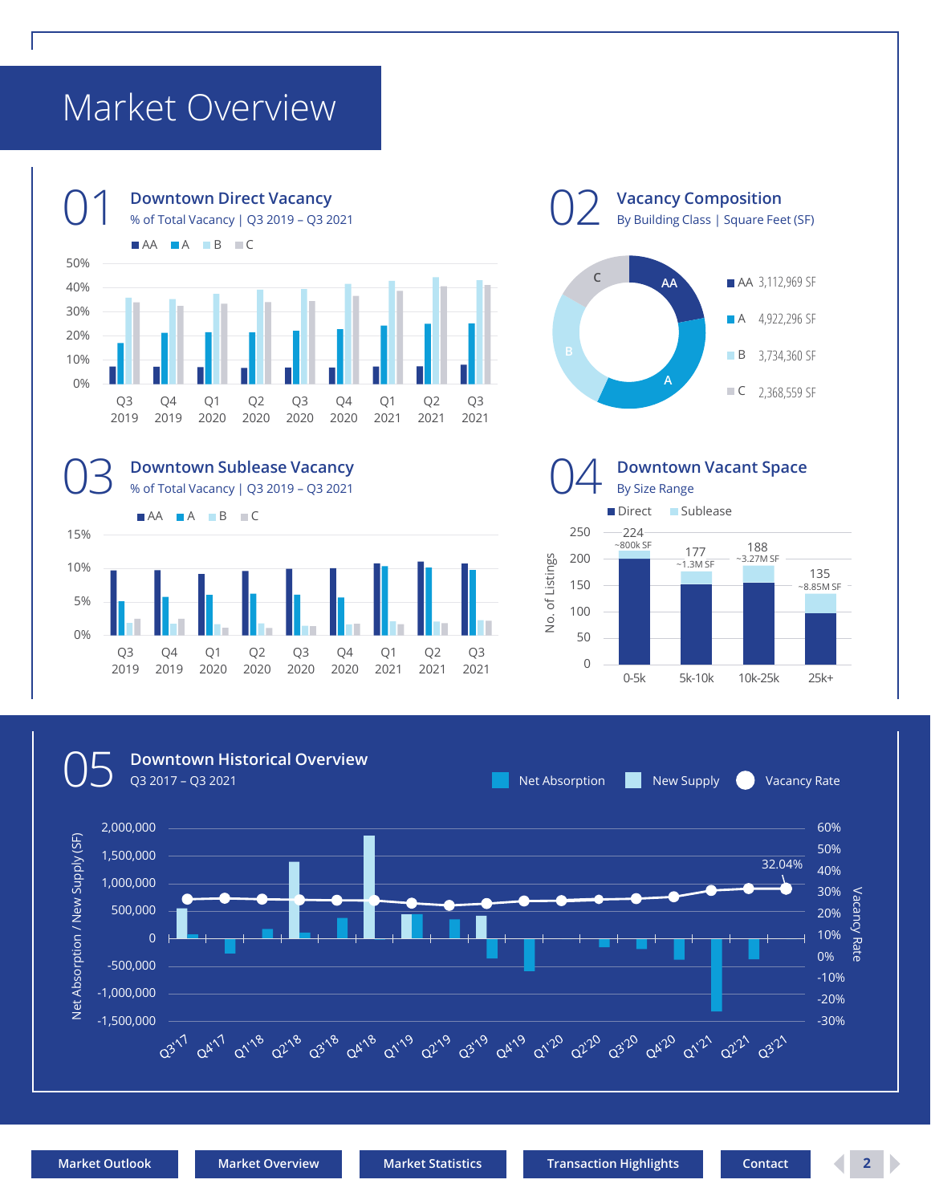# Market Overview

## 01 Downtown Direct Vacancy

% of Total Vacancy | Q3 2019 – Q3 2021

AA A B C

50% 40% 30% 20% 10% 0%

Q3 2019 Q4 2019 Q1 2020 Q2 2020 Q3 2020 Q4 2020 Q1 2021 Q2 2021 Q3 2021

## 02 Vacancy Composition

By Building Class | Square Feet (SF)

| Class | Square Feet |
|---|---|
| AA | 3,112,969 SF |
| A | 4,922,296 SF |
| B | 3,734,360 SF |
| C | 2,368,559 SF |

## 03 Downtown Sublease Vacancy

% of Total Vacancy | Q3 2019 – Q3 2021

AA A B C

15% 10% 5% 0%

Q3 2019 Q4 2019 Q1 2020 Q2 2020 Q3 2020 Q4 2020 Q1 2021 Q2 2021 Q3 2021

## 04 Downtown Vacant Space

By Size Range

Direct Sublease

| Size Range | No. of Listings | Sublease SF |
|---|---|---|
| 0-5k | 224 | ~800k SF |
| 5k-10k | 177 | ~1.3M SF |
| 10k-25k | 188 | ~3.27M SF |
| 25k+ | 135 | ~8.85M SF |

## 05 Downtown Historical Overview

Q3 2017 – Q3 2021

Net Absorption New Supply Vacancy Rate

Net Absorption / New Supply (SF): 2,000,000 1,500,000 1,000,000 500,000 0 -500,000 -1,000,000 -1,500,000

Vacancy Rate: 60% 50% 40% 30% 20% 10% 0% -10% -20% -30%

32.04%

Q3'17 Q4'17 Q1'18 Q2'18 Q3'18 Q4'18 Q1'19 Q2'19 Q3'19 Q4'19 Q1'20 Q2'20 Q3'20 Q4'20 Q1'21 Q2'21 Q3'21

Market Outlook | Market Overview | Market Statistics | Transaction Highlights | Contact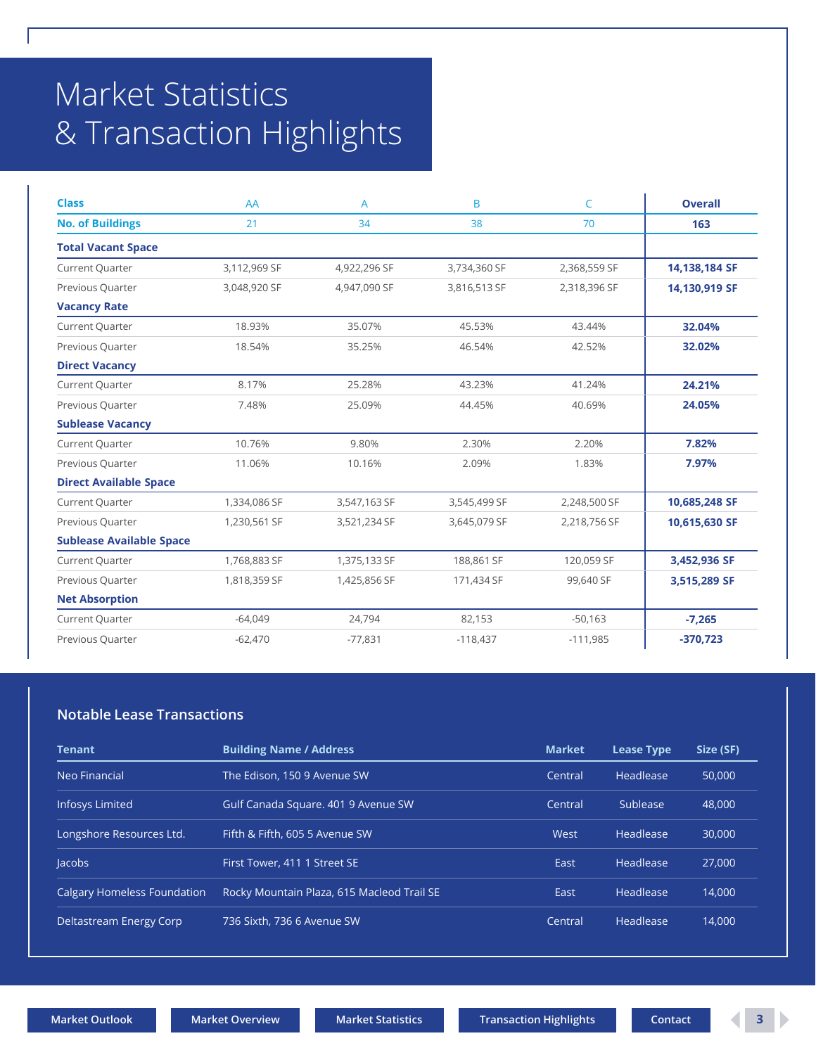# Market Statistics & Transaction Highlights

| Class | AA | A | B | C | Overall |
|---|---|---|---|---|---|
| **No. of Buildings** | 21 | 34 | 38 | 70 | **163** |
| **Total Vacant Space** | | | | | |
| Current Quarter | 3,112,969 SF | 4,922,296 SF | 3,734,360 SF | 2,368,559 SF | **14,138,184 SF** |
| Previous Quarter | 3,048,920 SF | 4,947,090 SF | 3,816,513 SF | 2,318,396 SF | **14,130,919 SF** |
| **Vacancy Rate** | | | | | |
| Current Quarter | 18.93% | 35.07% | 45.53% | 43.44% | **32.04%** |
| Previous Quarter | 18.54% | 35.25% | 46.54% | 42.52% | **32.02%** |
| **Direct Vacancy** | | | | | |
| Current Quarter | 8.17% | 25.28% | 43.23% | 41.24% | **24.21%** |
| Previous Quarter | 7.48% | 25.09% | 44.45% | 40.69% | **24.05%** |
| **Sublease Vacancy** | | | | | |
| Current Quarter | 10.76% | 9.80% | 2.30% | 2.20% | **7.82%** |
| Previous Quarter | 11.06% | 10.16% | 2.09% | 1.83% | **7.97%** |
| **Direct Available Space** | | | | | |
| Current Quarter | 1,334,086 SF | 3,547,163 SF | 3,545,499 SF | 2,248,500 SF | **10,685,248 SF** |
| Previous Quarter | 1,230,561 SF | 3,521,234 SF | 3,645,079 SF | 2,218,756 SF | **10,615,630 SF** |
| **Sublease Available Space** | | | | | |
| Current Quarter | 1,768,883 SF | 1,375,133 SF | 188,861 SF | 120,059 SF | **3,452,936 SF** |
| Previous Quarter | 1,818,359 SF | 1,425,856 SF | 171,434 SF | 99,640 SF | **3,515,289 SF** |
| **Net Absorption** | | | | | |
| Current Quarter | -64,049 | 24,794 | 82,153 | -50,163 | **-7,265** |
| Previous Quarter | -62,470 | -77,831 | -118,437 | -111,985 | **-370,723** |

## Notable Lease Transactions

| Tenant | Building Name / Address | Market | Lease Type | Size (SF) |
|---|---|---|---|---|
| Neo Financial | The Edison, 150 9 Avenue SW | Central | Headlease | 50,000 |
| Infosys Limited | Gulf Canada Square. 401 9 Avenue SW | Central | Sublease | 48,000 |
| Longshore Resources Ltd. | Fifth & Fifth, 605 5 Avenue SW | West | Headlease | 30,000 |
| Jacobs | First Tower, 411 1 Street SE | East | Headlease | 27,000 |
| Calgary Homeless Foundation | Rocky Mountain Plaza, 615 Macleod Trail SE | East | Headlease | 14,000 |
| Deltastream Energy Corp | 736 Sixth, 736 6 Avenue SW | Central | Headlease | 14,000 |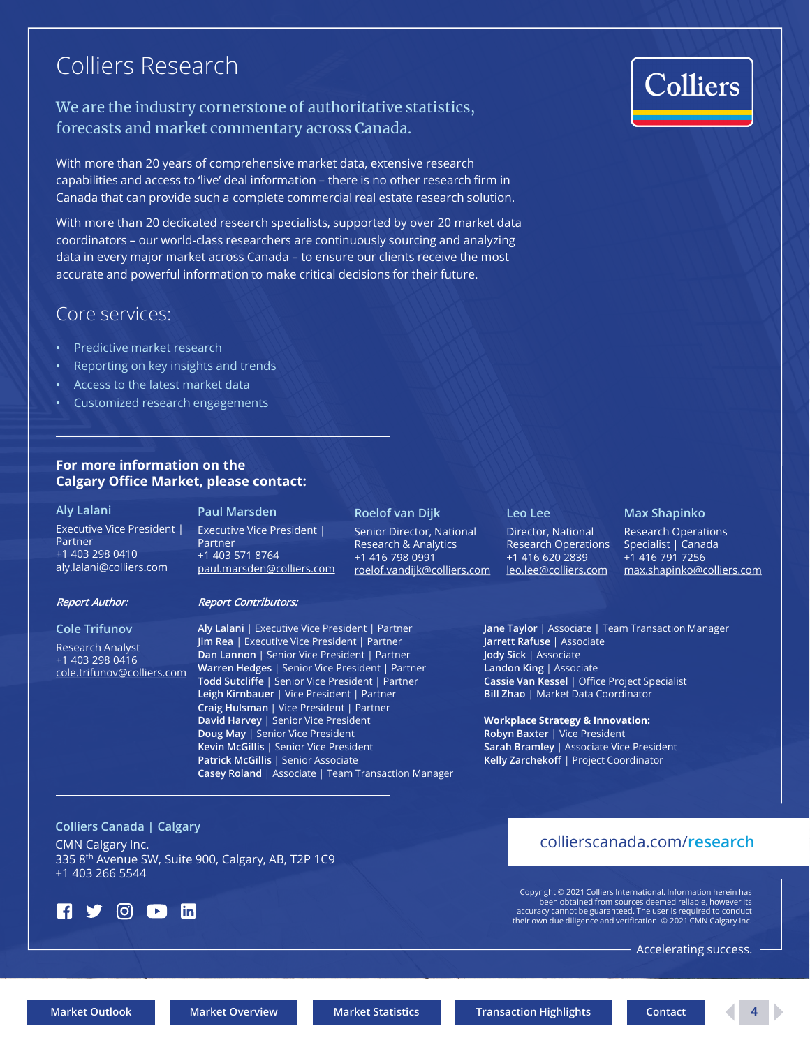# Colliers Research

We are the industry cornerstone of authoritative statistics, forecasts and market commentary across Canada.

With more than 20 years of comprehensive market data, extensive research capabilities and access to 'live' deal information – there is no other research firm in Canada that can provide such a complete commercial real estate research solution.

With more than 20 dedicated research specialists, supported by over 20 market data coordinators – our world-class researchers are continuously sourcing and analyzing data in every major market across Canada – to ensure our clients receive the most accurate and powerful information to make critical decisions for their future.

## Core services:

- Predictive market research
- Reporting on key insights and trends
- Access to the latest market data
- Customized research engagements

**For more information on the Calgary Office Market, please contact:**

**Aly Lalani**
Executive Vice President | Partner
+1 403 298 0410
aly.lalani@colliers.com

**Paul Marsden**
Executive Vice President | Partner
+1 403 571 8764
paul.marsden@colliers.com

**Roelof van Dijk**
Senior Director, National Research & Analytics
+1 416 798 0991
roelof.vandijk@colliers.com

**Leo Lee**
Director, National Research Operations
+1 416 620 2839
leo.lee@colliers.com

**Max Shapinko**
Research Operations Specialist | Canada
+1 416 791 7256
max.shapinko@colliers.com

*Report Author:*

**Cole Trifunov**
Research Analyst
+1 403 298 0416
cole.trifunov@colliers.com

*Report Contributors:*

**Aly Lalani** | Executive Vice President | Partner
**Jim Rea** | Executive Vice President | Partner
**Dan Lannon** | Senior Vice President | Partner
**Warren Hedges** | Senior Vice President | Partner
**Todd Sutcliffe** | Senior Vice President | Partner
**Leigh Kirnbauer** | Vice President | Partner
**Craig Hulsman** | Vice President | Partner
**David Harvey** | Senior Vice President
**Doug May** | Senior Vice President
**Kevin McGillis** | Senior Vice President
**Patrick McGillis** | Senior Associate
**Casey Roland** | Associate | Team Transaction Manager
**Jane Taylor** | Associate | Team Transaction Manager
**Jarrett Rafuse** | Associate
**Jody Sick** | Associate
**Landon King** | Associate
**Cassie Van Kessel** | Office Project Specialist
**Bill Zhao** | Market Data Coordinator

**Workplace Strategy & Innovation:**
**Robyn Baxter** | Vice President
**Sarah Bramley** | Associate Vice President
**Kelly Zarchekoff** | Project Coordinator

**Colliers Canada | Calgary**
CMN Calgary Inc.
335 8th Avenue SW, Suite 900, Calgary, AB, T2P 1C9
+1 403 266 5544

collierscanada.com/research

Copyright © 2021 Colliers International. Information herein has been obtained from sources deemed reliable, however its accuracy cannot be guaranteed. The user is required to conduct their own due diligence and verification. © 2021 CMN Calgary Inc.

Accelerating success.